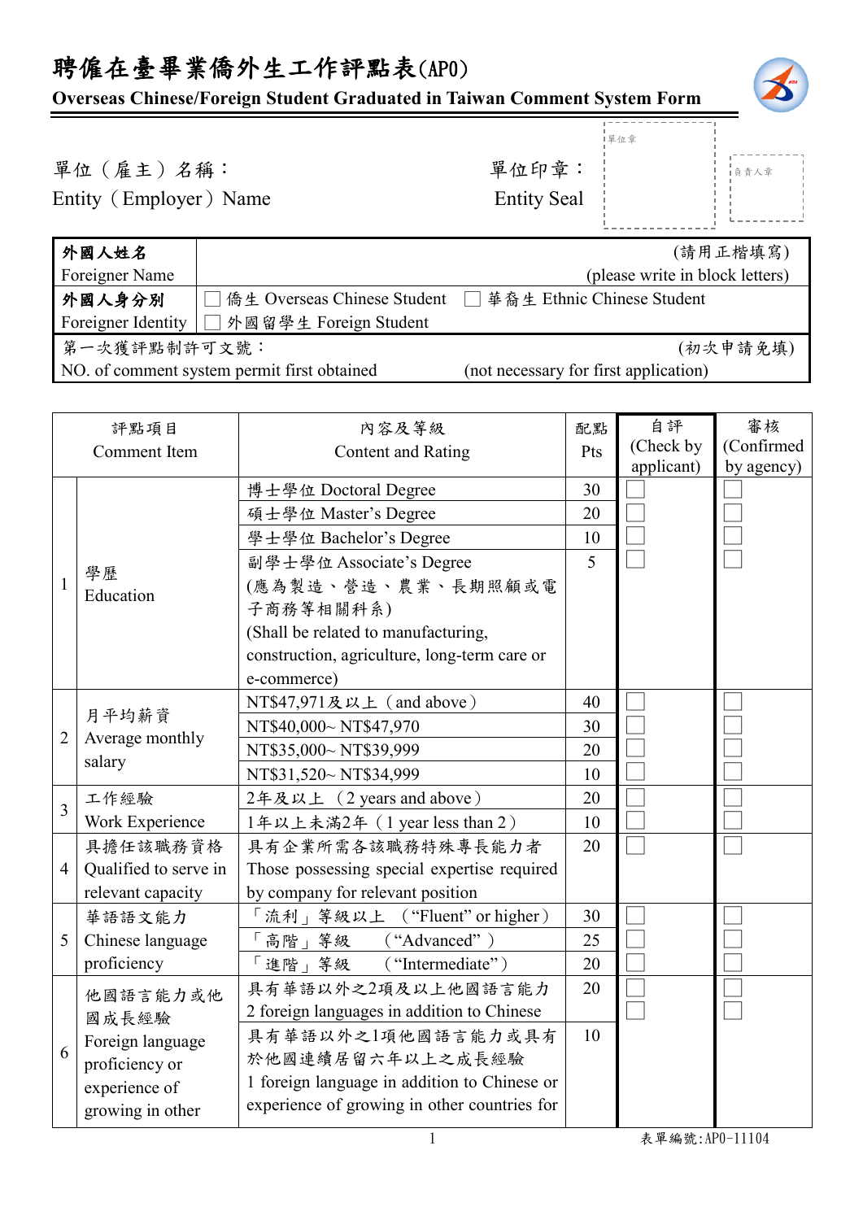# 聘僱在臺畢業僑外生工作評點表(APO)

**Overseas Chinese/Foreign Student Graduated in Taiwan Comment System Form**

單位（雇主）名稱：
Entity（Employer）Name

單位印章：
Entity Seal

單位章

負責人章

| **外國人姓名** Foreigner Name | (請用正楷填寫) (please write in block letters) |
|---|---|
| **外國人身分別** Foreigner Identity | ☐ 僑生 Overseas Chinese Student ☐ 華裔生 Ethnic Chinese Student ☐ 外國留學生 Foreign Student |
| 第一次獲評點制許可文號： NO. of comment system permit first obtained | (初次申請免填) (not necessary for first application) |

| | 評點項目 Comment Item | 內容及等級 Content and Rating | 配點 Pts | 自評 (Check by applicant) | 審核 (Confirmed by agency) |
|---|---|---|---|---|---|
| 1 | 學歷 Education | 博士學位 Doctoral Degree | 30 | ☐ | ☐ |
| | | 碩士學位 Master's Degree | 20 | ☐ | ☐ |
| | | 學士學位 Bachelor's Degree | 10 | ☐ | ☐ |
| | | 副學士學位 Associate's Degree (應為製造、營造、農業、長期照顧或電子商務等相關科系) (Shall be related to manufacturing, construction, agriculture, long-term care or e-commerce) | 5 | ☐ | ☐ |
| 2 | 月平均薪資 Average monthly salary | NT$47,971及以上（and above） | 40 | ☐ | ☐ |
| | | NT$40,000~ NT$47,970 | 30 | ☐ | ☐ |
| | | NT$35,000~ NT$39,999 | 20 | ☐ | ☐ |
| | | NT$31,520~ NT$34,999 | 10 | ☐ | ☐ |
| 3 | 工作經驗 Work Experience | 2年及以上（2 years and above） | 20 | ☐ | ☐ |
| | | 1年以上未滿2年（1 year less than 2） | 10 | ☐ | ☐ |
| 4 | 具擔任該職務資格 Qualified to serve in relevant capacity | 具有企業所需各該職務特殊專長能力者 Those possessing special expertise required by company for relevant position | 20 | ☐ | ☐ |
| 5 | 華語語文能力 Chinese language proficiency | 「流利」等級以上 （"Fluent" or higher） | 30 | ☐ | ☐ |
| | | 「高階」等級 （"Advanced"） | 25 | ☐ | ☐ |
| | | 「進階」等級 （"Intermediate"） | 20 | ☐ | ☐ |
| 6 | 他國語言能力或他國成長經驗 Foreign language proficiency or experience of growing in other | 具有華語以外之2項及以上他國語言能力 2 foreign languages in addition to Chinese | 20 | ☐ | ☐ |
| | | 具有華語以外之1項他國語言能力或具有於他國連續居留六年以上之成長經驗 1 foreign language in addition to Chinese or experience of growing in other countries for | 10 | ☐ | ☐ |

表單編號:APO-11104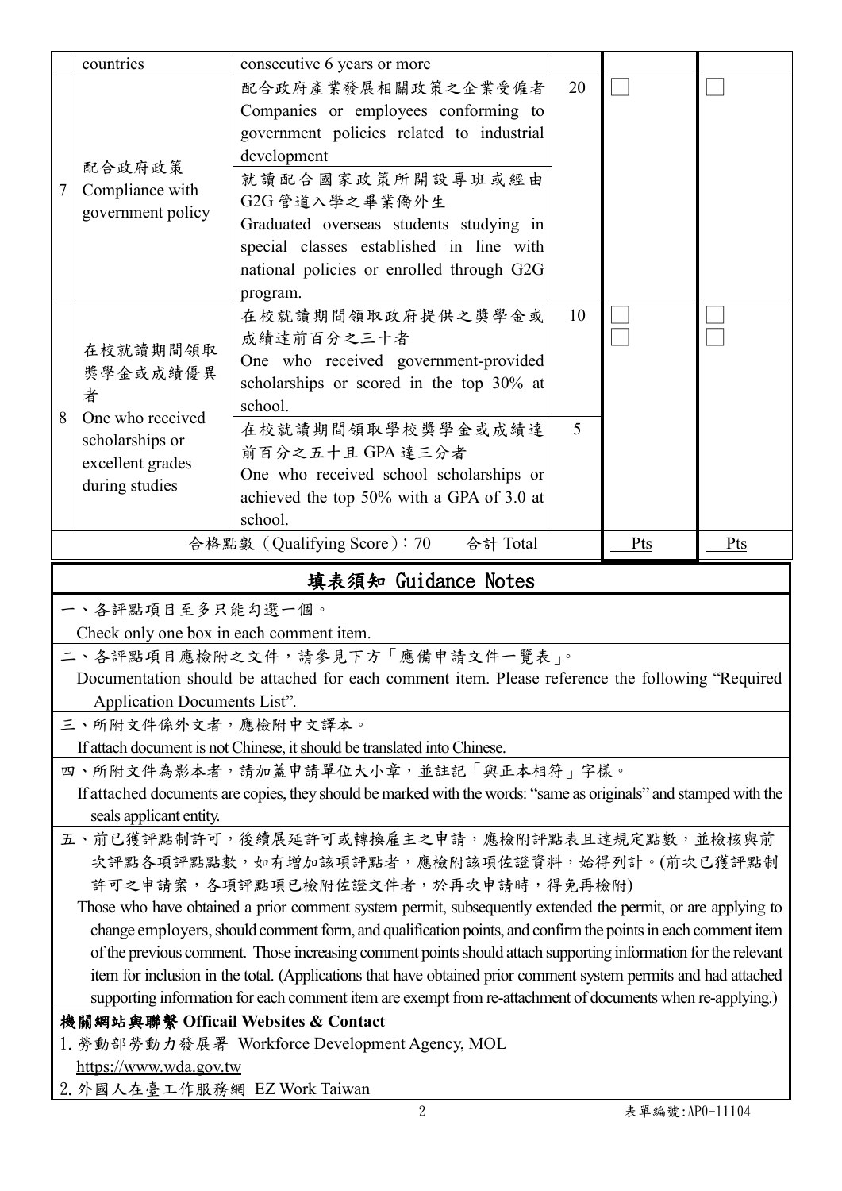|  | countries | consecutive 6 years or more |  |  |  |
|---|---|---|---|---|---|
| 7 | 配合政府政策<br>Compliance with government policy | 配合政府產業發展相關政策之企業受僱者<br>Companies or employees conforming to government policies related to industrial development | 20 | ☐ | ☐ |
|  |  | 就讀配合國家政策所開設專班或經由G2G管道入學之畢業僑外生<br>Graduated overseas students studying in special classes established in line with national policies or enrolled through G2G program. |  |  |  |
| 8 | 在校就讀期間領取獎學金或成績優異者<br>One who received scholarships or excellent grades during studies | 在校就讀期間領取政府提供之獎學金或成績達前百分之三十者<br>One who received government-provided scholarships or scored in the top 30% at school. | 10 | ☐<br>☐ | ☐<br>☐ |
|  |  | 在校就讀期間領取學校獎學金或成績達前百分之五十且GPA達三分者<br>One who received school scholarships or achieved the top 50% with a GPA of 3.0 at school. | 5 |  |  |
| 合格點數（Qualifying Score）：70　合計 Total |  |  |  | Pts | Pts |

## 填表須知 Guidance Notes

一、各評點項目至多只能勾選一個。
Check only one box in each comment item.

二、各評點項目應檢附之文件，請參見下方「應備申請文件一覽表」。
Documentation should be attached for each comment item. Please reference the following "Required Application Documents List".

三、所附文件係外文者，應檢附中文譯本。
If attach document is not Chinese, it should be translated into Chinese.

四、所附文件為影本者，請加蓋申請單位大小章，並註記「與正本相符」字樣。
If attached documents are copies, they should be marked with the words: "same as originals" and stamped with the seals applicant entity.

五、前已獲評點制許可，後續展延許可或轉換雇主之申請，應檢附評點表且達規定點數，並檢核與前次評點各項評點點數，如有增加該項評點者，應檢附該項佐證資料，始得列計。(前次已獲評點制許可之申請案，各項評點項已檢附佐證文件者，於再次申請時，得免再檢附)
Those who have obtained a prior comment system permit, subsequently extended the permit, or are applying to change employers, should comment form, and qualification points, and confirm the points in each comment item of the previous comment. Those increasing comment points should attach supporting information for the relevant item for inclusion in the total. (Applications that have obtained prior comment system permits and had attached supporting information for each comment item are exempt from re-attachment of documents when re-applying.)

**機關網站與聯繫 Officail Websites & Contact**

1. 勞動部勞動力發展署 Workforce Development Agency, MOL
https://www.wda.gov.tw
2. 外國人在臺工作服務網 EZ Work Taiwan

表單編號:APO-11104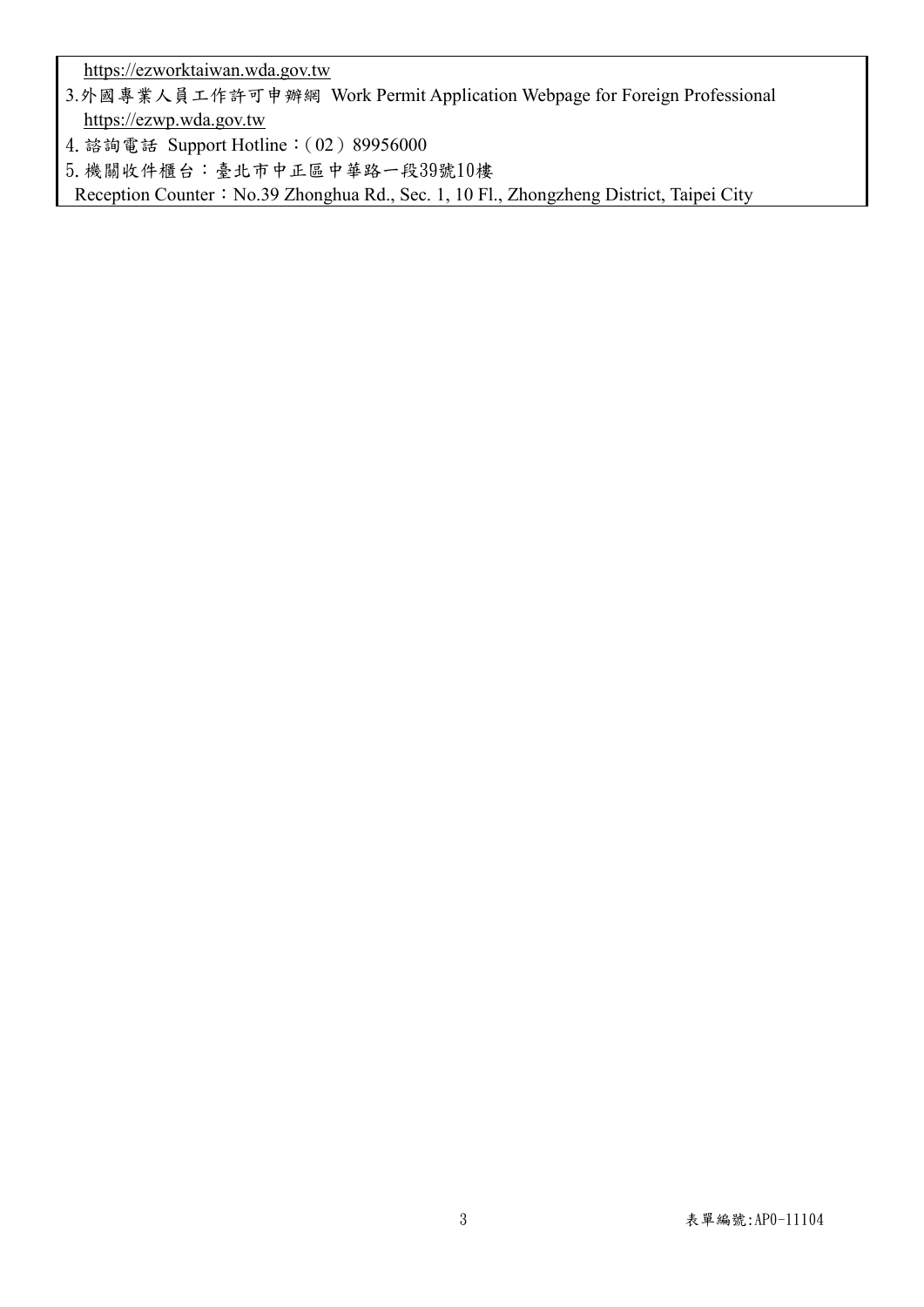https://ezworktaiwan.wda.gov.tw

3.外國專業人員工作許可申辦網 Work Permit Application Webpage for Foreign Professional https://ezwp.wda.gov.tw

4. 諮詢電話 Support Hotline：(02) 89956000

5. 機關收件櫃台：臺北市中正區中華路一段39號10樓

Reception Counter：No.39 Zhonghua Rd., Sec. 1, 10 Fl., Zhongzheng District, Taipei City

表單編號:APO-11104